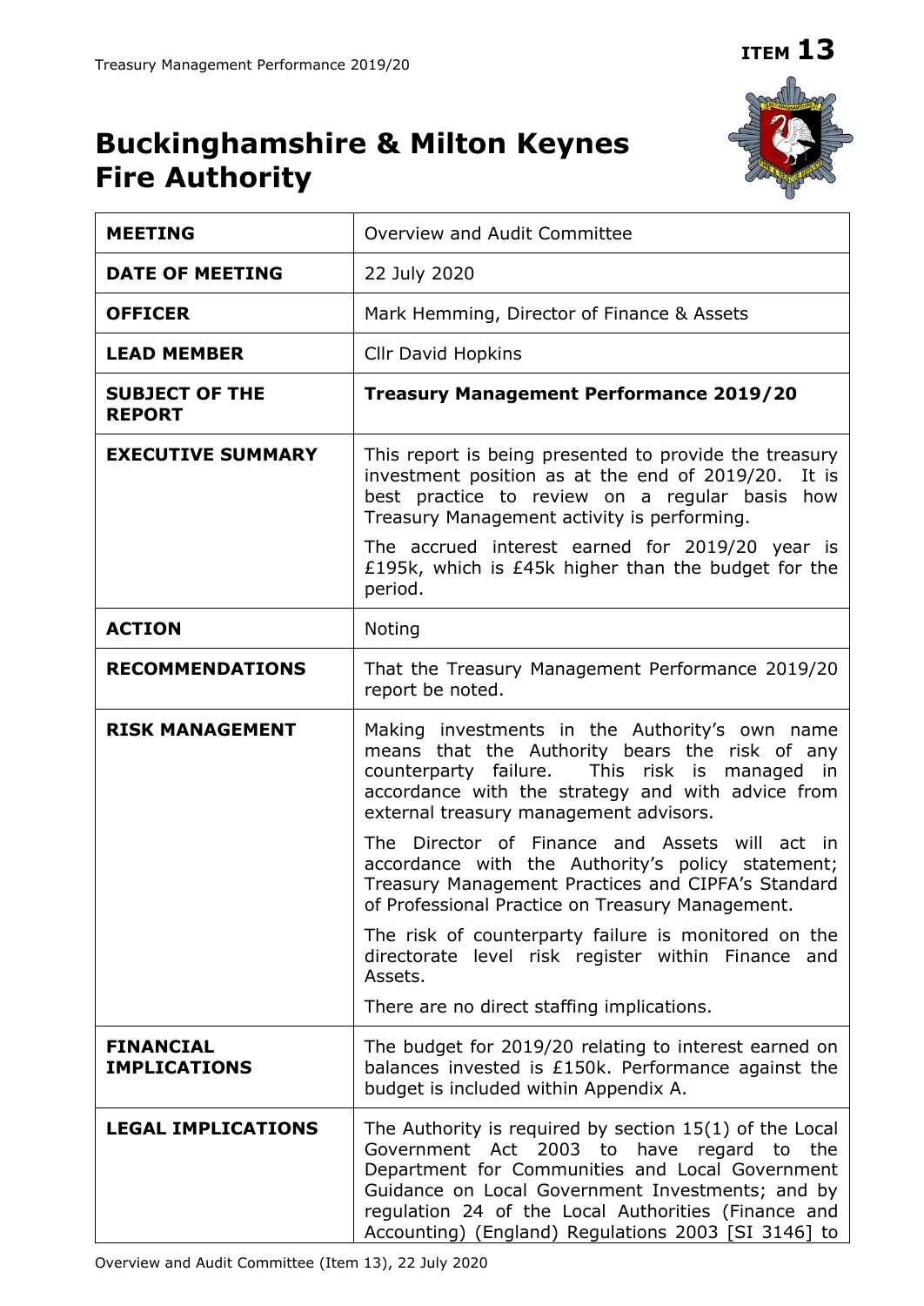**ITEM 13**

# Buckinghamshire & Milton Keynes Fire Authority

| | |
|---|---|
| **MEETING** | Overview and Audit Committee |
| **DATE OF MEETING** | 22 July 2020 |
| **OFFICER** | Mark Hemming, Director of Finance & Assets |
| **LEAD MEMBER** | Cllr David Hopkins |
| **SUBJECT OF THE REPORT** | **Treasury Management Performance 2019/20** |
| **EXECUTIVE SUMMARY** | This report is being presented to provide the treasury investment position as at the end of 2019/20. It is best practice to review on a regular basis how Treasury Management activity is performing.<br><br>The accrued interest earned for 2019/20 year is £195k, which is £45k higher than the budget for the period. |
| **ACTION** | Noting |
| **RECOMMENDATIONS** | That the Treasury Management Performance 2019/20 report be noted. |
| **RISK MANAGEMENT** | Making investments in the Authority's own name means that the Authority bears the risk of any counterparty failure. This risk is managed in accordance with the strategy and with advice from external treasury management advisors.<br><br>The Director of Finance and Assets will act in accordance with the Authority's policy statement; Treasury Management Practices and CIPFA's Standard of Professional Practice on Treasury Management.<br><br>The risk of counterparty failure is monitored on the directorate level risk register within Finance and Assets.<br><br>There are no direct staffing implications. |
| **FINANCIAL IMPLICATIONS** | The budget for 2019/20 relating to interest earned on balances invested is £150k. Performance against the budget is included within Appendix A. |
| **LEGAL IMPLICATIONS** | The Authority is required by section 15(1) of the Local Government Act 2003 to have regard to the Department for Communities and Local Government Guidance on Local Government Investments; and by regulation 24 of the Local Authorities (Finance and Accounting) (England) Regulations 2003 [SI 3146] to |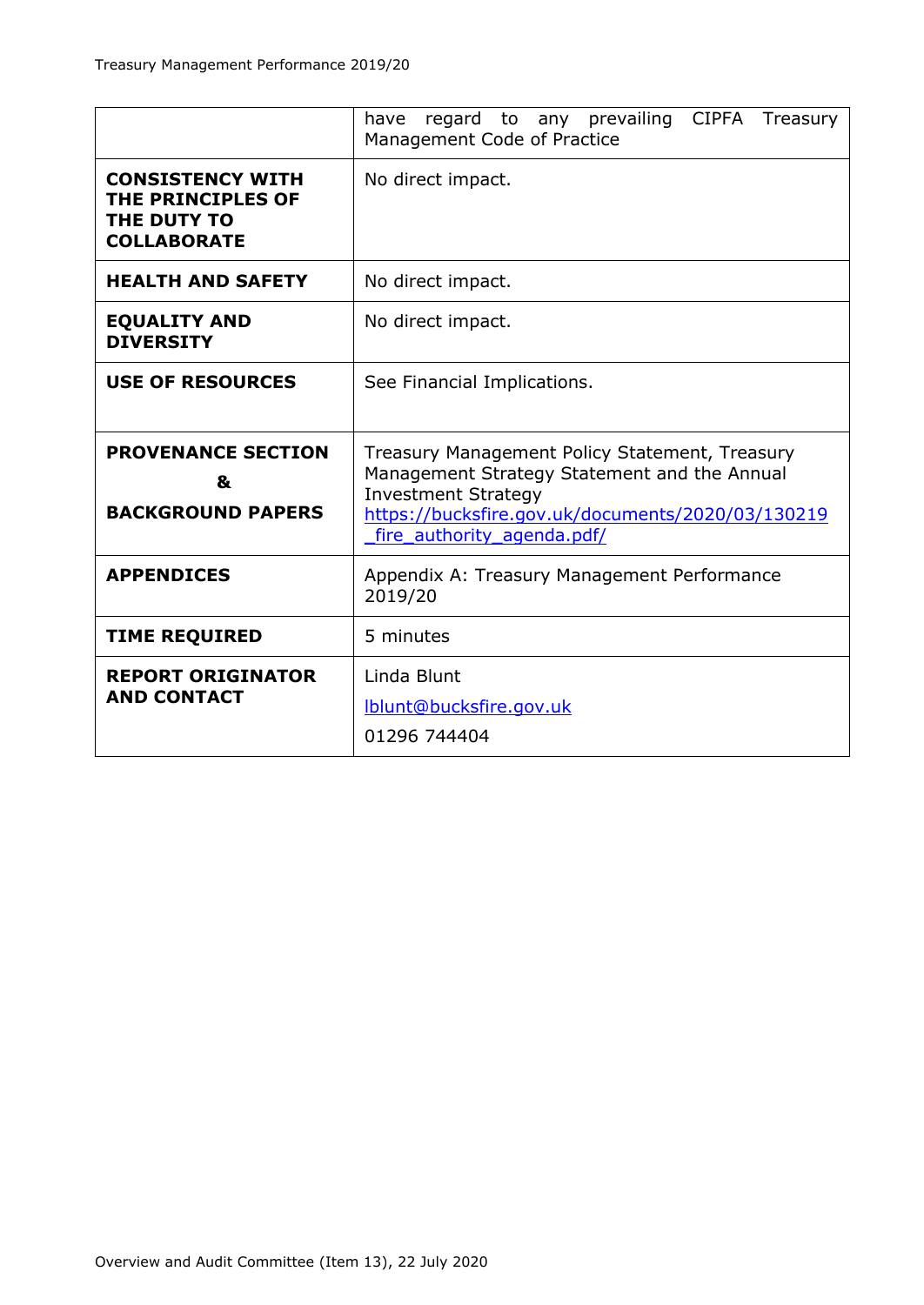| | |
|---|---|
| | have regard to any prevailing CIPFA Treasury Management Code of Practice |
| **CONSISTENCY WITH THE PRINCIPLES OF THE DUTY TO COLLABORATE** | No direct impact. |
| **HEALTH AND SAFETY** | No direct impact. |
| **EQUALITY AND DIVERSITY** | No direct impact. |
| **USE OF RESOURCES** | See Financial Implications. |
| **PROVENANCE SECTION & BACKGROUND PAPERS** | Treasury Management Policy Statement, Treasury Management Strategy Statement and the Annual Investment Strategy [https://bucksfire.gov.uk/documents/2020/03/130219_fire_authority_agenda.pdf/](https://bucksfire.gov.uk/documents/2020/03/130219_fire_authority_agenda.pdf/) |
| **APPENDICES** | Appendix A: Treasury Management Performance 2019/20 |
| **TIME REQUIRED** | 5 minutes |
| **REPORT ORIGINATOR AND CONTACT** | Linda Blunt<br>[lblunt@bucksfire.gov.uk](mailto:lblunt@bucksfire.gov.uk)<br>01296 744404 |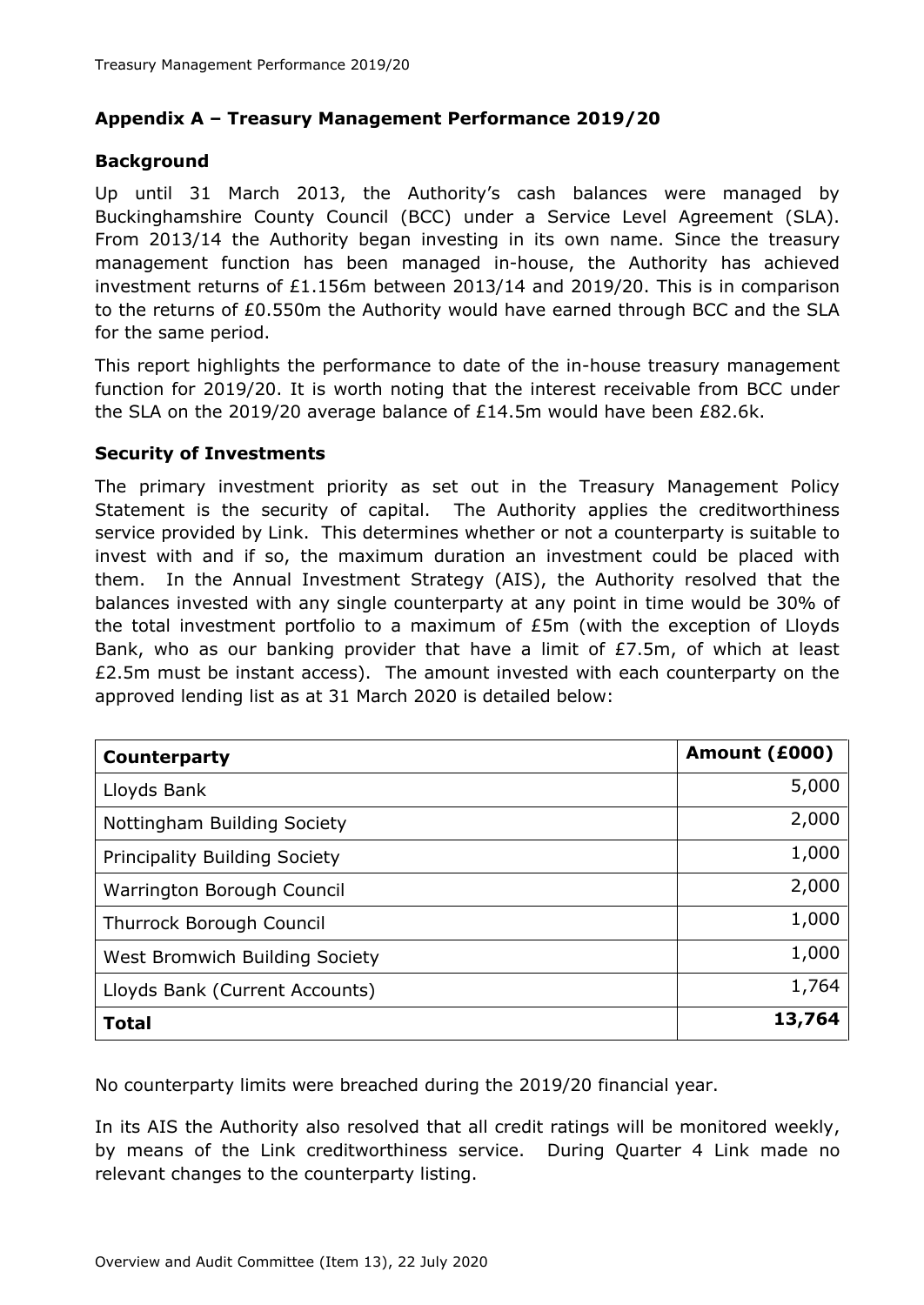## Appendix A – Treasury Management Performance 2019/20

### Background

Up until 31 March 2013, the Authority's cash balances were managed by Buckinghamshire County Council (BCC) under a Service Level Agreement (SLA). From 2013/14 the Authority began investing in its own name. Since the treasury management function has been managed in-house, the Authority has achieved investment returns of £1.156m between 2013/14 and 2019/20. This is in comparison to the returns of £0.550m the Authority would have earned through BCC and the SLA for the same period.

This report highlights the performance to date of the in-house treasury management function for 2019/20. It is worth noting that the interest receivable from BCC under the SLA on the 2019/20 average balance of £14.5m would have been £82.6k.

### Security of Investments

The primary investment priority as set out in the Treasury Management Policy Statement is the security of capital. The Authority applies the creditworthiness service provided by Link. This determines whether or not a counterparty is suitable to invest with and if so, the maximum duration an investment could be placed with them. In the Annual Investment Strategy (AIS), the Authority resolved that the balances invested with any single counterparty at any point in time would be 30% of the total investment portfolio to a maximum of £5m (with the exception of Lloyds Bank, who as our banking provider that have a limit of £7.5m, of which at least £2.5m must be instant access). The amount invested with each counterparty on the approved lending list as at 31 March 2020 is detailed below:

| Counterparty | Amount (£000) |
|---|---:|
| Lloyds Bank | 5,000 |
| Nottingham Building Society | 2,000 |
| Principality Building Society | 1,000 |
| Warrington Borough Council | 2,000 |
| Thurrock Borough Council | 1,000 |
| West Bromwich Building Society | 1,000 |
| Lloyds Bank (Current Accounts) | 1,764 |
| **Total** | **13,764** |

No counterparty limits were breached during the 2019/20 financial year.

In its AIS the Authority also resolved that all credit ratings will be monitored weekly, by means of the Link creditworthiness service. During Quarter 4 Link made no relevant changes to the counterparty listing.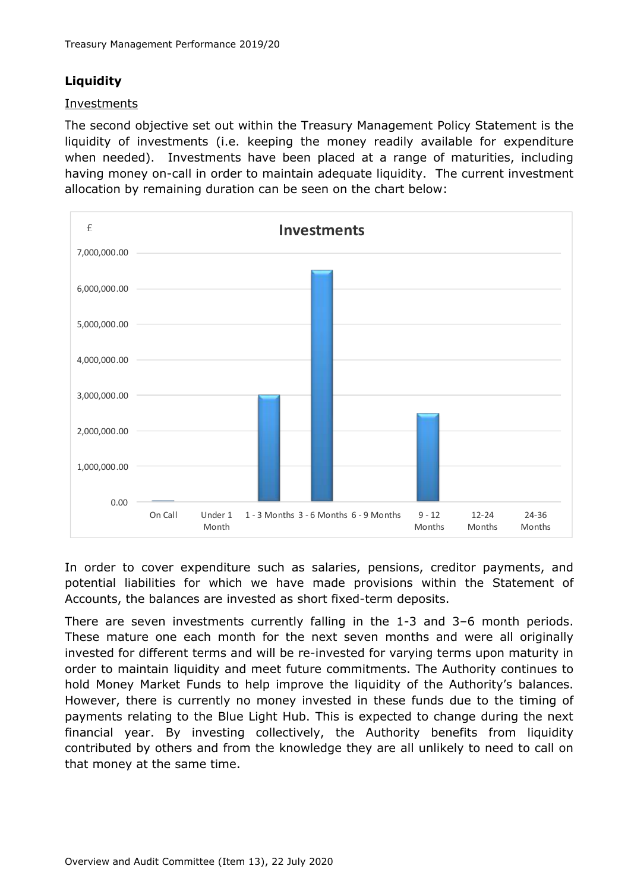## Liquidity

### Investments

The second objective set out within the Treasury Management Policy Statement is the liquidity of investments (i.e. keeping the money readily available for expenditure when needed). Investments have been placed at a range of maturities, including having money on-call in order to maintain adequate liquidity. The current investment allocation by remaining duration can be seen on the chart below:

In order to cover expenditure such as salaries, pensions, creditor payments, and potential liabilities for which we have made provisions within the Statement of Accounts, the balances are invested as short fixed-term deposits.

There are seven investments currently falling in the 1-3 and 3–6 month periods. These mature one each month for the next seven months and were all originally invested for different terms and will be re-invested for varying terms upon maturity in order to maintain liquidity and meet future commitments. The Authority continues to hold Money Market Funds to help improve the liquidity of the Authority's balances. However, there is currently no money invested in these funds due to the timing of payments relating to the Blue Light Hub. This is expected to change during the next financial year. By investing collectively, the Authority benefits from liquidity contributed by others and from the knowledge they are all unlikely to need to call on that money at the same time.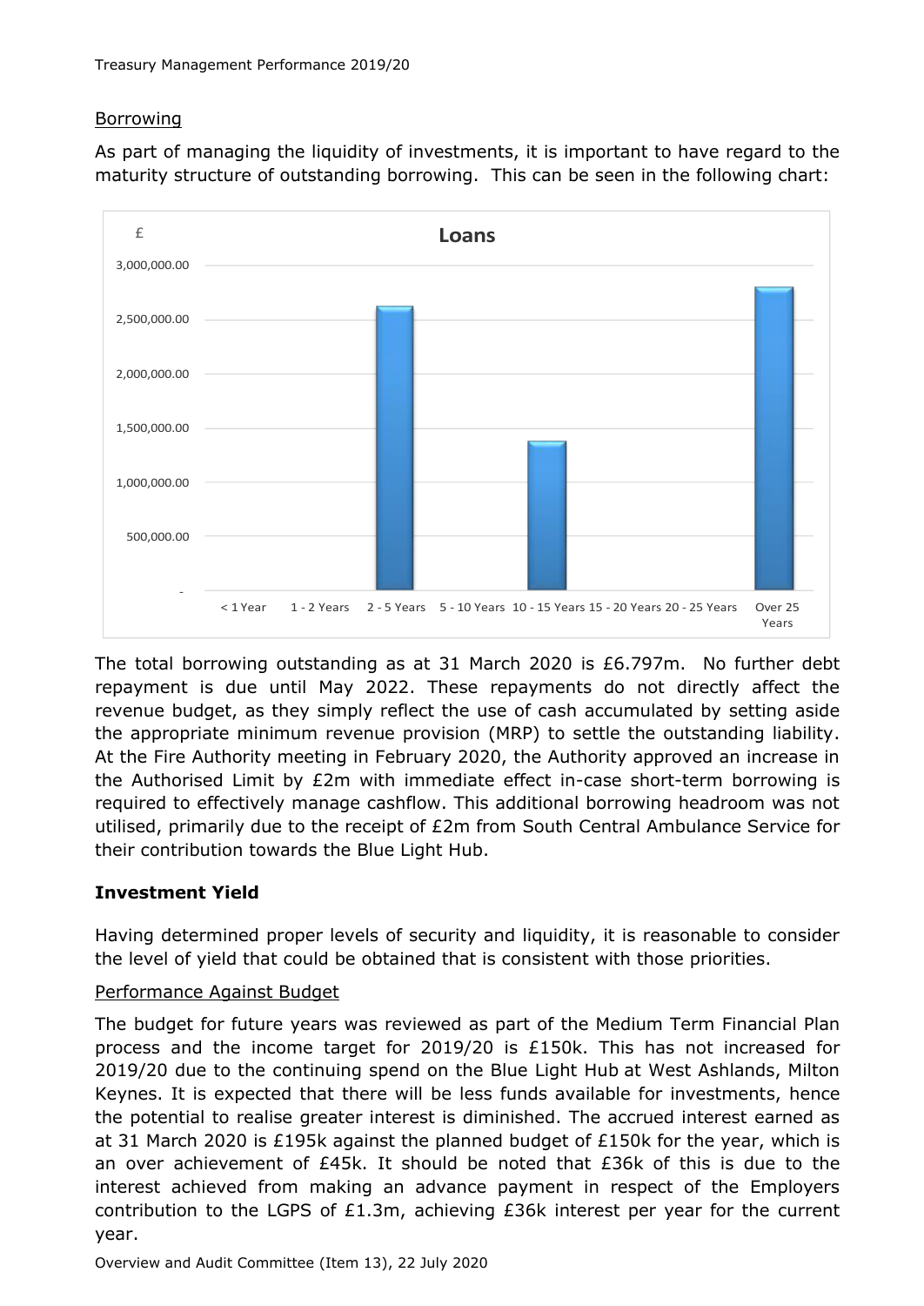## Borrowing

As part of managing the liquidity of investments, it is important to have regard to the maturity structure of outstanding borrowing. This can be seen in the following chart:

The total borrowing outstanding as at 31 March 2020 is £6.797m. No further debt repayment is due until May 2022. These repayments do not directly affect the revenue budget, as they simply reflect the use of cash accumulated by setting aside the appropriate minimum revenue provision (MRP) to settle the outstanding liability. At the Fire Authority meeting in February 2020, the Authority approved an increase in the Authorised Limit by £2m with immediate effect in-case short-term borrowing is required to effectively manage cashflow. This additional borrowing headroom was not utilised, primarily due to the receipt of £2m from South Central Ambulance Service for their contribution towards the Blue Light Hub.

## **Investment Yield**

Having determined proper levels of security and liquidity, it is reasonable to consider the level of yield that could be obtained that is consistent with those priorities.

### Performance Against Budget

The budget for future years was reviewed as part of the Medium Term Financial Plan process and the income target for 2019/20 is £150k. This has not increased for 2019/20 due to the continuing spend on the Blue Light Hub at West Ashlands, Milton Keynes. It is expected that there will be less funds available for investments, hence the potential to realise greater interest is diminished. The accrued interest earned as at 31 March 2020 is £195k against the planned budget of £150k for the year, which is an over achievement of £45k. It should be noted that £36k of this is due to the interest achieved from making an advance payment in respect of the Employers contribution to the LGPS of £1.3m, achieving £36k interest per year for the current year.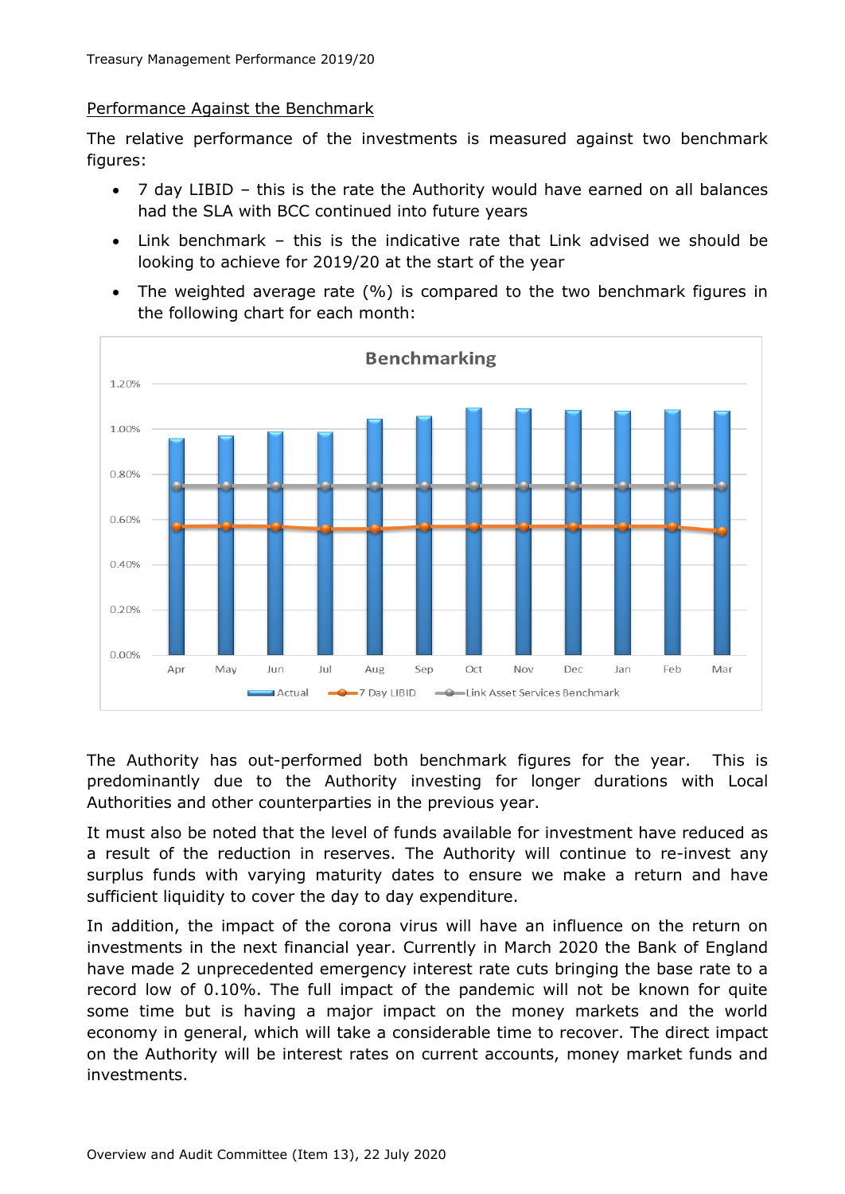Performance Against the Benchmark

The relative performance of the investments is measured against two benchmark figures:

- 7 day LIBID – this is the rate the Authority would have earned on all balances had the SLA with BCC continued into future years
- Link benchmark – this is the indicative rate that Link advised we should be looking to achieve for 2019/20 at the start of the year
- The weighted average rate (%) is compared to the two benchmark figures in the following chart for each month:

Benchmarking

1.20%
1.00%
0.80%
0.60%
0.40%
0.20%
0.00%

Apr May Jun Jul Aug Sep Oct Nov Dec Jan Feb Mar

Actual
7 Day LIBID
Link Asset Services Benchmark

The Authority has out-performed both benchmark figures for the year. This is predominantly due to the Authority investing for longer durations with Local Authorities and other counterparties in the previous year.

It must also be noted that the level of funds available for investment have reduced as a result of the reduction in reserves. The Authority will continue to re-invest any surplus funds with varying maturity dates to ensure we make a return and have sufficient liquidity to cover the day to day expenditure.

In addition, the impact of the corona virus will have an influence on the return on investments in the next financial year. Currently in March 2020 the Bank of England have made 2 unprecedented emergency interest rate cuts bringing the base rate to a record low of 0.10%. The full impact of the pandemic will not be known for quite some time but is having a major impact on the money markets and the world economy in general, which will take a considerable time to recover. The direct impact on the Authority will be interest rates on current accounts, money market funds and investments.